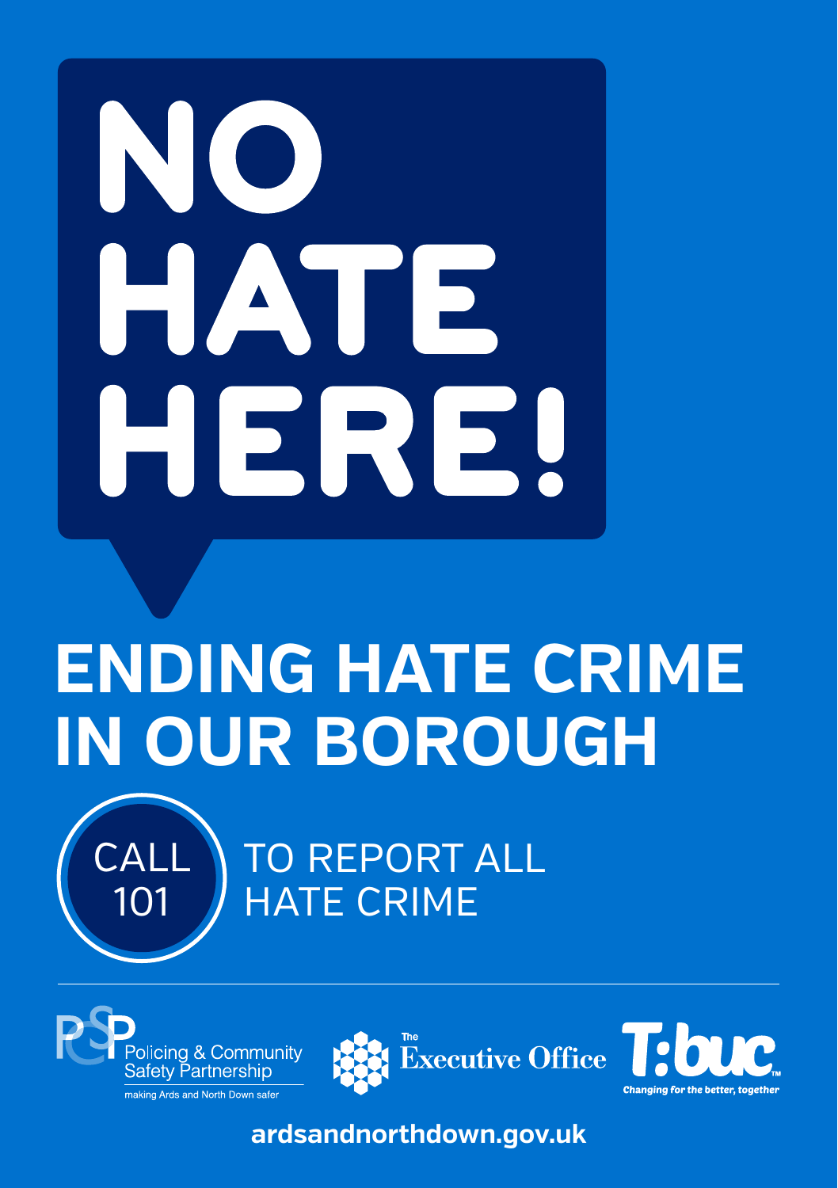# NO HATE HERE!

# ENDING HATE CRIME IN OUR BOROUGH

CALL 101

TO REPORT ALL HATE CRIME

Policing & Community Safety Partnership

making Ards and North Down safer

The Executive Office

T:buc™

Changing for the better, together

ardsandnorthdown.gov.uk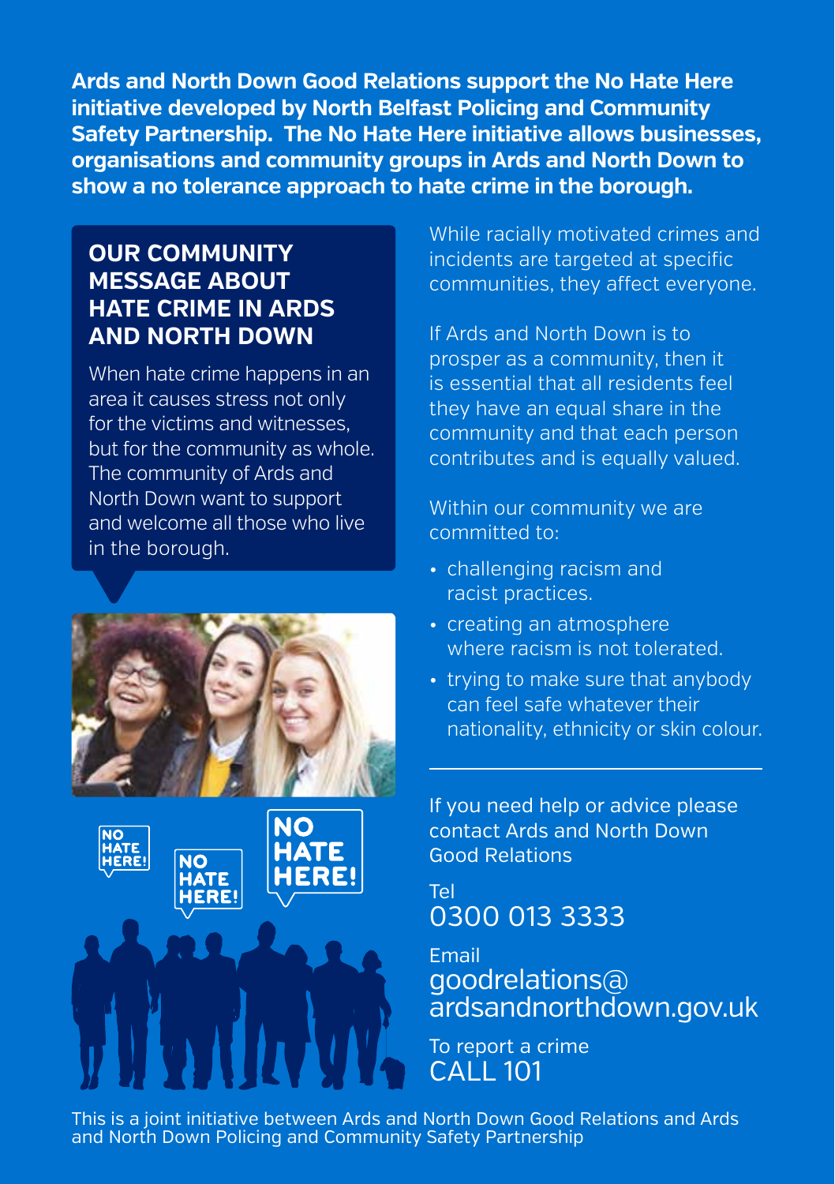**Ards and North Down Good Relations support the No Hate Here initiative developed by North Belfast Policing and Community Safety Partnership. The No Hate Here initiative allows businesses, organisations and community groups in Ards and North Down to show a no tolerance approach to hate crime in the borough.**

## OUR COMMUNITY MESSAGE ABOUT HATE CRIME IN ARDS AND NORTH DOWN

When hate crime happens in an area it causes stress not only for the victims and witnesses, but for the community as whole. The community of Ards and North Down want to support and welcome all those who live in the borough.

While racially motivated crimes and incidents are targeted at specific communities, they affect everyone.

If Ards and North Down is to prosper as a community, then it is essential that all residents feel they have an equal share in the community and that each person contributes and is equally valued.

Within our community we are committed to:

- challenging racism and racist practices.
- creating an atmosphere where racism is not tolerated.
- trying to make sure that anybody can feel safe whatever their nationality, ethnicity or skin colour.

---

If you need help or advice please contact Ards and North Down Good Relations

Tel
0300 013 3333

Email
goodrelations@ardsandnorthdown.gov.uk

To report a crime
CALL 101

This is a joint initiative between Ards and North Down Good Relations and Ards and North Down Policing and Community Safety Partnership